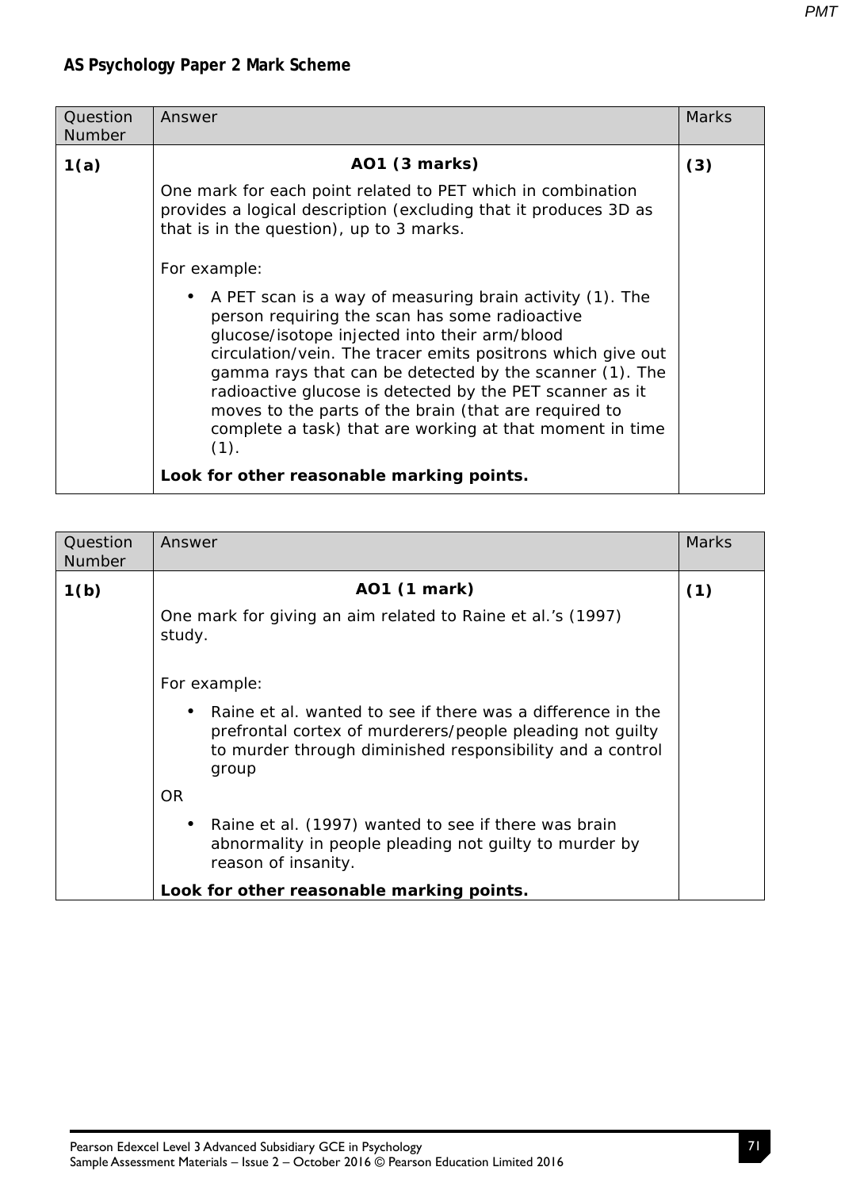## AS Psychology Paper 2 Mark Scheme

| Question Number | Answer | Marks |
|---|---|---|
| **1(a)** | **AO1 (3 marks)**<br><br>One mark for each point related to PET which in combination provides a logical description (excluding that it produces 3D as that is in the question), up to 3 marks.<br><br>For example:<br><br>• A PET scan is a way of measuring brain activity (1). The person requiring the scan has some radioactive glucose/isotope injected into their arm/blood circulation/vein. The tracer emits positrons which give out gamma rays that can be detected by the scanner (1). The radioactive glucose is detected by the PET scanner as it moves to the parts of the brain (that are required to complete a task) that are working at that moment in time (1).<br><br>**Look for other reasonable marking points.** | **(3)** |

| Question Number | Answer | Marks |
|---|---|---|
| **1(b)** | **AO1 (1 mark)**<br><br>One mark for giving an aim related to Raine et al.'s (1997) study.<br><br>For example:<br><br>• Raine et al. wanted to see if there was a difference in the prefrontal cortex of murderers/people pleading not guilty to murder through diminished responsibility and a control group<br><br>OR<br><br>• Raine et al. (1997) wanted to see if there was brain abnormality in people pleading not guilty to murder by reason of insanity.<br><br>**Look for other reasonable marking points.** | **(1)** |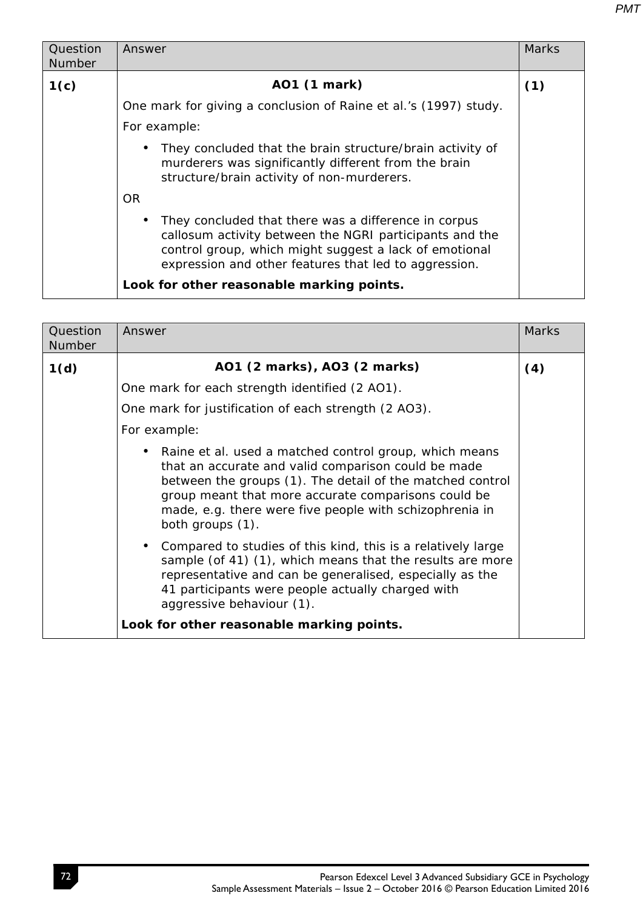| Question Number | Answer | Marks |
|---|---|---|
| **1(c)** | **AO1 (1 mark)**<br>One mark for giving a conclusion of Raine et al.'s (1997) study.<br>For example:<br>• They concluded that the brain structure/brain activity of murderers was significantly different from the brain structure/brain activity of non-murderers.<br>OR<br>• They concluded that there was a difference in corpus callosum activity between the NGRI participants and the control group, which might suggest a lack of emotional expression and other features that led to aggression.<br>**Look for other reasonable marking points.** | **(1)** |

| Question Number | Answer | Marks |
|---|---|---|
| **1(d)** | **AO1 (2 marks), AO3 (2 marks)**<br>One mark for each strength identified (2 AO1).<br>One mark for justification of each strength (2 AO3).<br>For example:<br>• Raine et al. used a matched control group, which means that an accurate and valid comparison could be made between the groups (1). The detail of the matched control group meant that more accurate comparisons could be made, e.g. there were five people with schizophrenia in both groups (1).<br>• Compared to studies of this kind, this is a relatively large sample (of 41) (1), which means that the results are more representative and can be generalised, especially as the 41 participants were people actually charged with aggressive behaviour (1).<br>**Look for other reasonable marking points.** | **(4)** |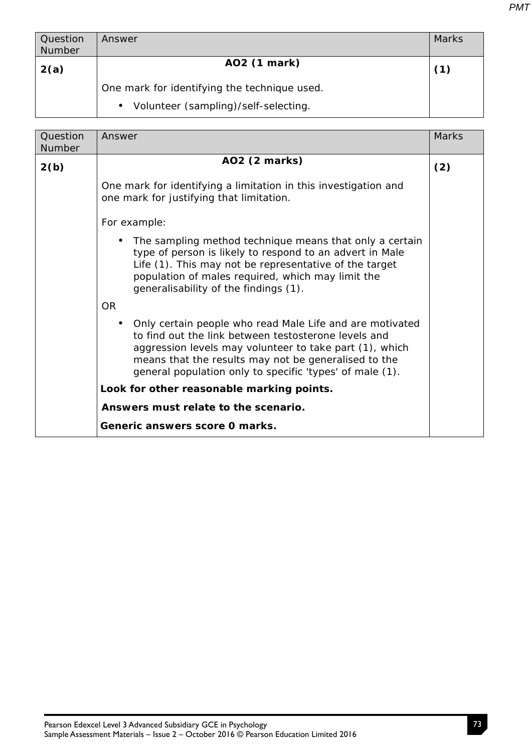| Question Number | Answer | Marks |
|---|---|---|
| **2(a)** | **AO2 (1 mark)**<br><br>One mark for identifying the technique used.<br><br>• Volunteer (sampling)/self-selecting. | **(1)** |

| Question Number | Answer | Marks |
|---|---|---|
| **2(b)** | **AO2 (2 marks)**<br><br>One mark for identifying a limitation in this investigation and one mark for justifying that limitation.<br><br>For example:<br><br>• The sampling method technique means that only a certain type of person is likely to respond to an advert in Male Life (1). This may not be representative of the target population of males required, which may limit the generalisability of the findings (1).<br><br>OR<br><br>• Only certain people who read Male Life and are motivated to find out the link between testosterone levels and aggression levels may volunteer to take part (1), which means that the results may not be generalised to the general population only to specific 'types' of male (1).<br><br>**Look for other reasonable marking points.**<br><br>**Answers must relate to the scenario.**<br><br>**Generic answers score 0 marks.** | **(2)** |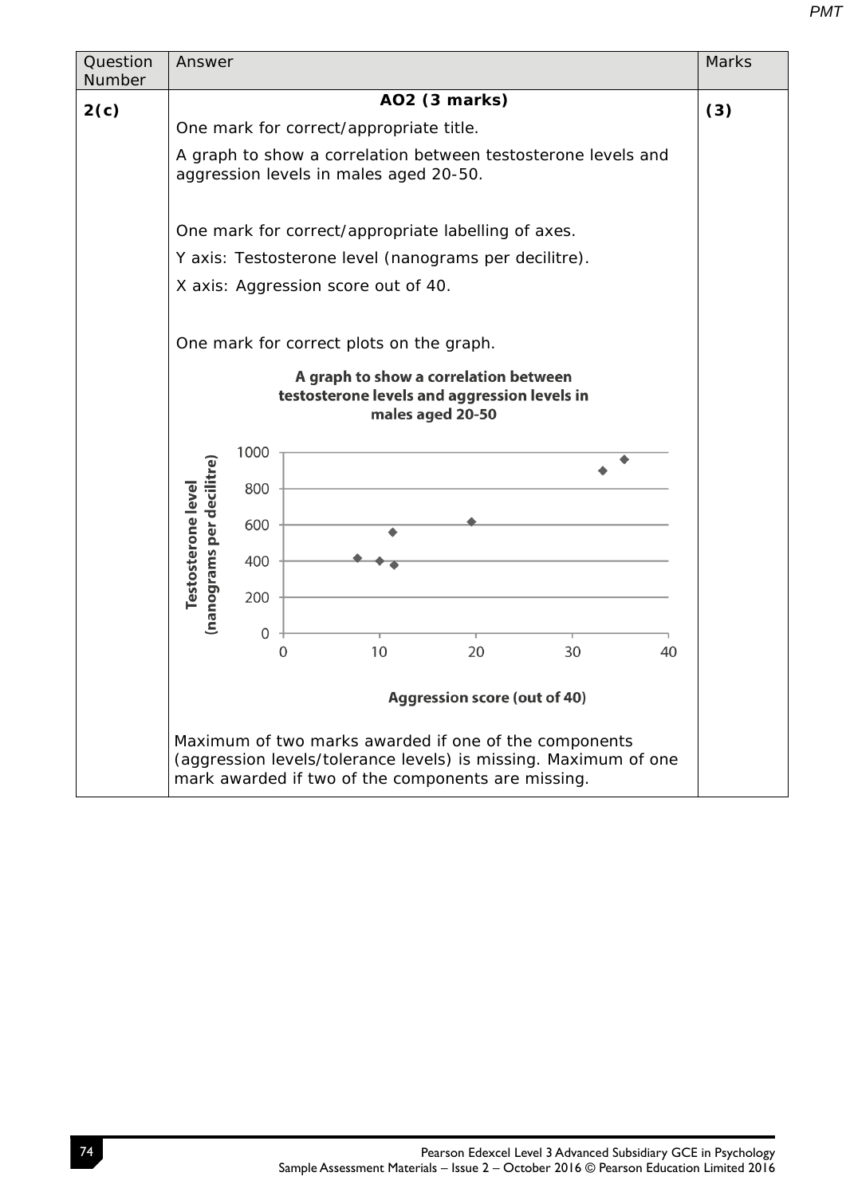| Question Number | Answer | Marks |
| --- | --- | --- |
| **2(c)** | **AO2 (3 marks)**<br><br>One mark for correct/appropriate title.<br><br>A graph to show a correlation between testosterone levels and aggression levels in males aged 20-50.<br><br>One mark for correct/appropriate labelling of axes.<br><br>Y axis: Testosterone level (nanograms per decilitre).<br><br>X axis: Aggression score out of 40.<br><br>One mark for correct plots on the graph.<br><br>**A graph to show a correlation between testosterone levels and aggression levels in males aged 20-50**<br><br>Y axis: **Testosterone level (nanograms per decilitre)** (0–1000)<br><br>X axis: **Aggression score (out of 40)** (0–40)<br><br>Maximum of two marks awarded if one of the components (aggression levels/tolerance levels) is missing. Maximum of one mark awarded if two of the components are missing. | **(3)** |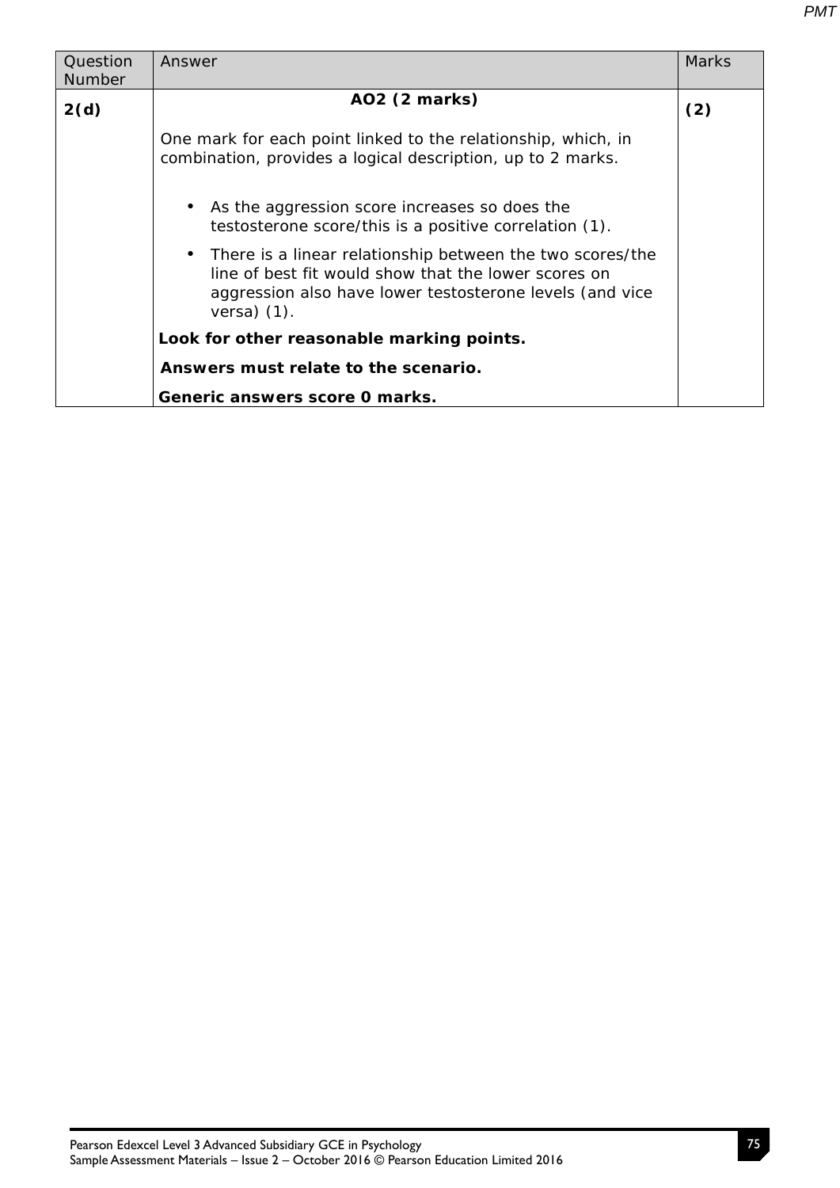| Question Number | Answer | Marks |
|---|---|---|
| **2(d)** | **AO2 (2 marks)**<br><br>One mark for each point linked to the relationship, which, in combination, provides a logical description, up to 2 marks.<br><br>• As the aggression score increases so does the testosterone score/this is a positive correlation (1).<br>• There is a linear relationship between the two scores/the line of best fit would show that the lower scores on aggression also have lower testosterone levels (and vice versa) (1).<br><br>**Look for other reasonable marking points.**<br>**Answers must relate to the scenario.**<br>**Generic answers score 0 marks.** | **(2)** |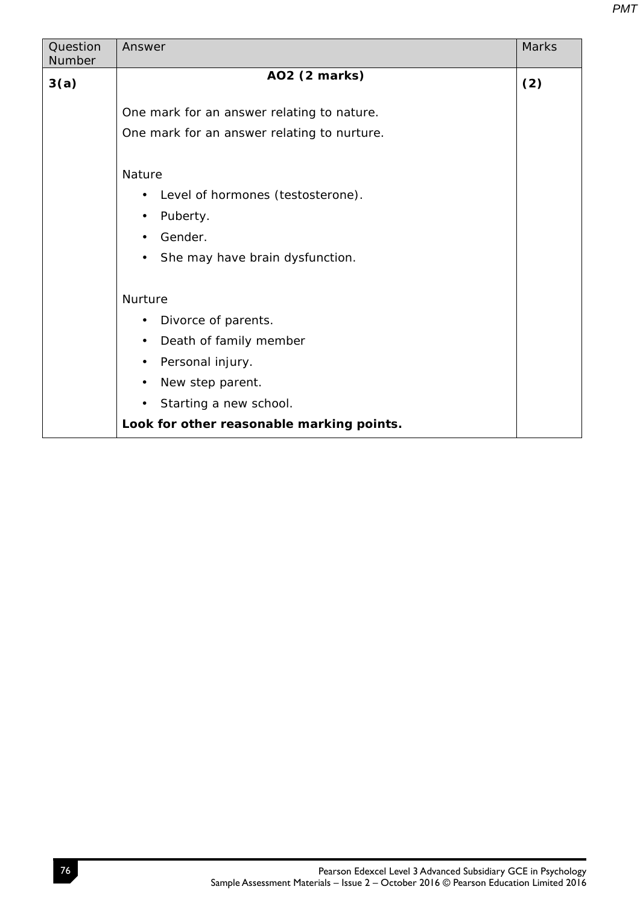| Question Number | Answer | Marks |
|---|---|---|
| **3(a)** | **AO2 (2 marks)**<br><br>One mark for an answer relating to nature.<br>One mark for an answer relating to nurture.<br><br>Nature<br>• Level of hormones (testosterone).<br>• Puberty.<br>• Gender.<br>• She may have brain dysfunction.<br><br>Nurture<br>• Divorce of parents.<br>• Death of family member<br>• Personal injury.<br>• New step parent.<br>• Starting a new school.<br>**Look for other reasonable marking points.** | **(2)** |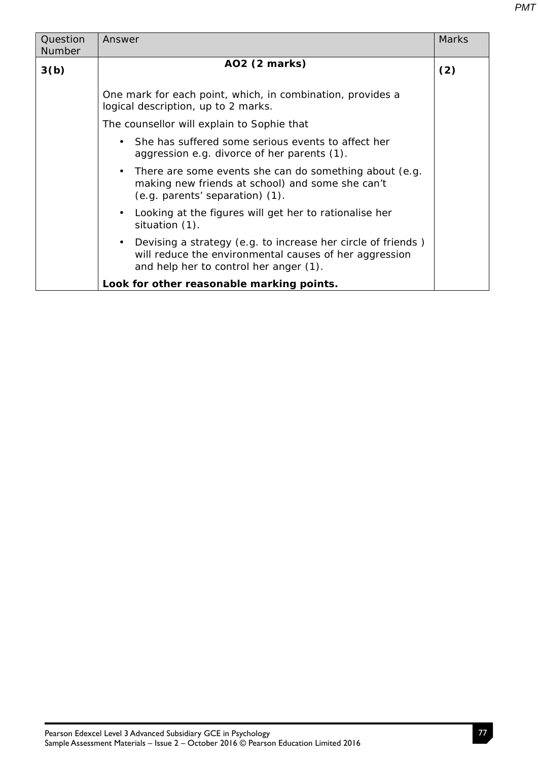| Question Number | Answer | Marks |
|---|---|---|
| **3(b)** | **AO2 (2 marks)**<br><br>One mark for each point, which, in combination, provides a logical description, up to 2 marks.<br><br>The counsellor will explain to Sophie that<br>• She has suffered some serious events to affect her aggression e.g. divorce of her parents (1).<br>• There are some events she can do something about (e.g. making new friends at school) and some she can't (e.g. parents' separation) (1).<br>• Looking at the figures will get her to rationalise her situation (1).<br>• Devising a strategy (e.g. to increase her circle of friends ) will reduce the environmental causes of her aggression and help her to control her anger (1).<br><br>**Look for other reasonable marking points.** | **(2)** |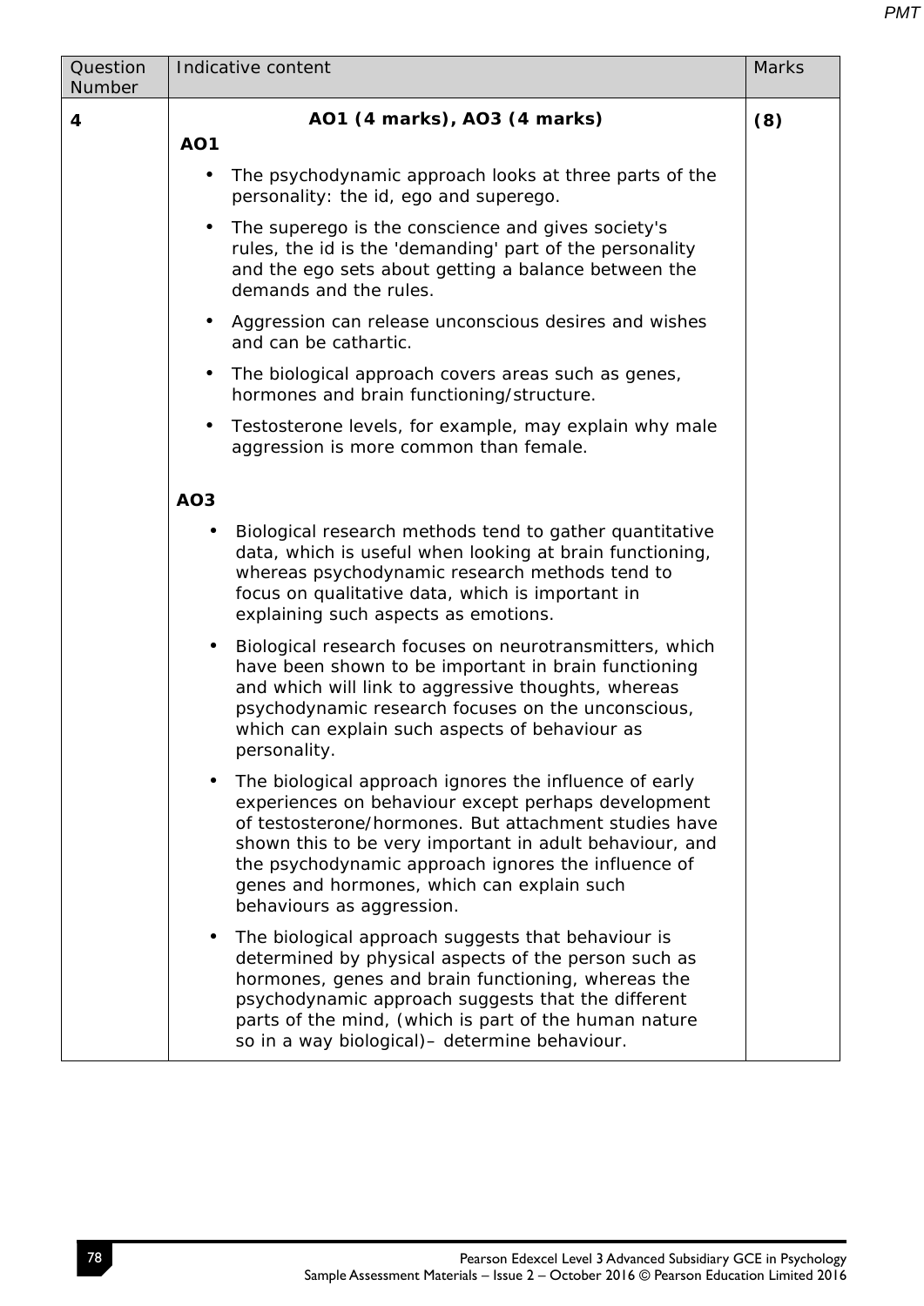| Question Number | Indicative content | Marks |
|---|---|---|
| 4 | **AO1 (4 marks), AO3 (4 marks)**<br><br>**AO1**<br><br>• The psychodynamic approach looks at three parts of the personality: the id, ego and superego.<br><br>• The superego is the conscience and gives society's rules, the id is the 'demanding' part of the personality and the ego sets about getting a balance between the demands and the rules.<br><br>• Aggression can release unconscious desires and wishes and can be cathartic.<br><br>• The biological approach covers areas such as genes, hormones and brain functioning/structure.<br><br>• Testosterone levels, for example, may explain why male aggression is more common than female.<br><br>**AO3**<br><br>• Biological research methods tend to gather quantitative data, which is useful when looking at brain functioning, whereas psychodynamic research methods tend to focus on qualitative data, which is important in explaining such aspects as emotions.<br><br>• Biological research focuses on neurotransmitters, which have been shown to be important in brain functioning and which will link to aggressive thoughts, whereas psychodynamic research focuses on the unconscious, which can explain such aspects of behaviour as personality.<br><br>• The biological approach ignores the influence of early experiences on behaviour except perhaps development of testosterone/hormones. But attachment studies have shown this to be very important in adult behaviour, and the psychodynamic approach ignores the influence of genes and hormones, which can explain such behaviours as aggression.<br><br>• The biological approach suggests that behaviour is determined by physical aspects of the person such as hormones, genes and brain functioning, whereas the psychodynamic approach suggests that the different parts of the mind, (which is part of the human nature so in a way biological)– determine behaviour. | **(8)** |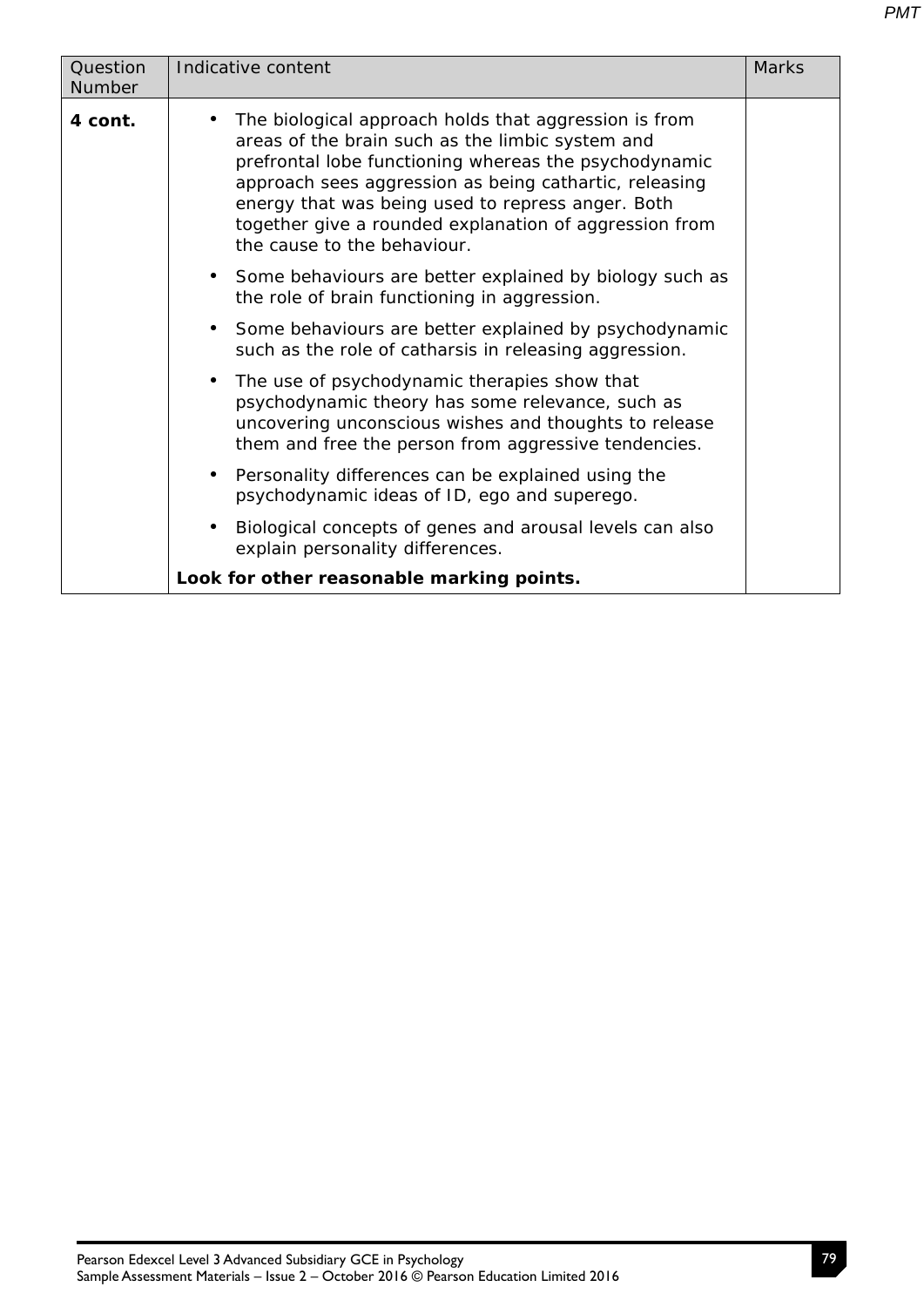| Question Number | Indicative content | Marks |
|---|---|---|
| **4 cont.** | • The biological approach holds that aggression is from areas of the brain such as the limbic system and prefrontal lobe functioning whereas the psychodynamic approach sees aggression as being cathartic, releasing energy that was being used to repress anger. Both together give a rounded explanation of aggression from the cause to the behaviour.<br>• Some behaviours are better explained by biology such as the role of brain functioning in aggression.<br>• Some behaviours are better explained by psychodynamic such as the role of catharsis in releasing aggression.<br>• The use of psychodynamic therapies show that psychodynamic theory has some relevance, such as uncovering unconscious wishes and thoughts to release them and free the person from aggressive tendencies.<br>• Personality differences can be explained using the psychodynamic ideas of ID, ego and superego.<br>• Biological concepts of genes and arousal levels can also explain personality differences.<br>**Look for other reasonable marking points.** | |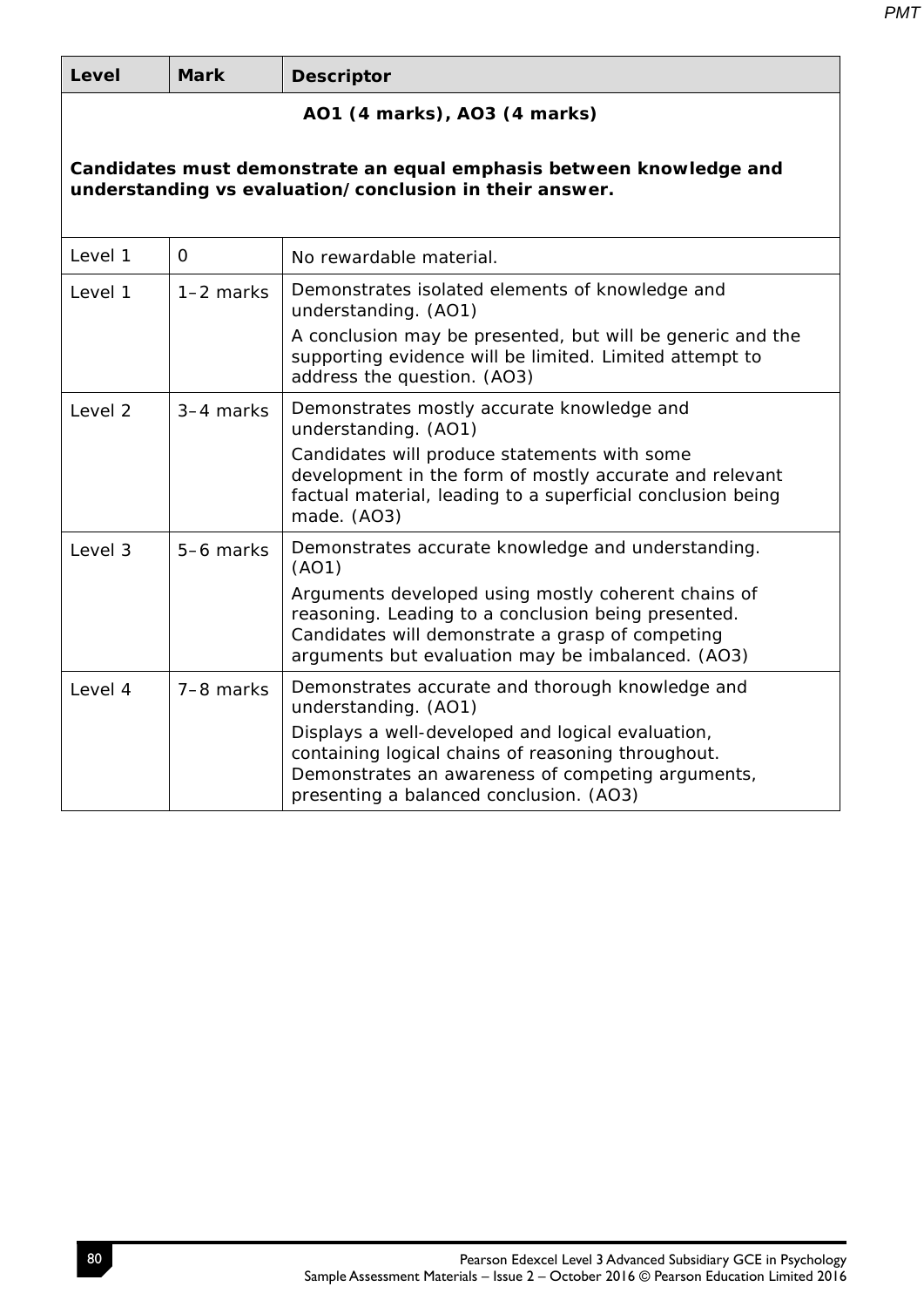| Level | Mark | Descriptor |
|---|---|---|
| **AO1 (4 marks), AO3 (4 marks)**<br><br>**Candidates must demonstrate an equal emphasis between knowledge and understanding vs evaluation/conclusion in their answer.** | | |
| Level 1 | 0 | No rewardable material. |
| Level 1 | 1–2 marks | Demonstrates isolated elements of knowledge and understanding. (AO1)<br>A conclusion may be presented, but will be generic and the supporting evidence will be limited. Limited attempt to address the question. (AO3) |
| Level 2 | 3–4 marks | Demonstrates mostly accurate knowledge and understanding. (AO1)<br>Candidates will produce statements with some development in the form of mostly accurate and relevant factual material, leading to a superficial conclusion being made. (AO3) |
| Level 3 | 5–6 marks | Demonstrates accurate knowledge and understanding. (AO1)<br>Arguments developed using mostly coherent chains of reasoning. Leading to a conclusion being presented. Candidates will demonstrate a grasp of competing arguments but evaluation may be imbalanced. (AO3) |
| Level 4 | 7–8 marks | Demonstrates accurate and thorough knowledge and understanding. (AO1)<br>Displays a well-developed and logical evaluation, containing logical chains of reasoning throughout. Demonstrates an awareness of competing arguments, presenting a balanced conclusion. (AO3) |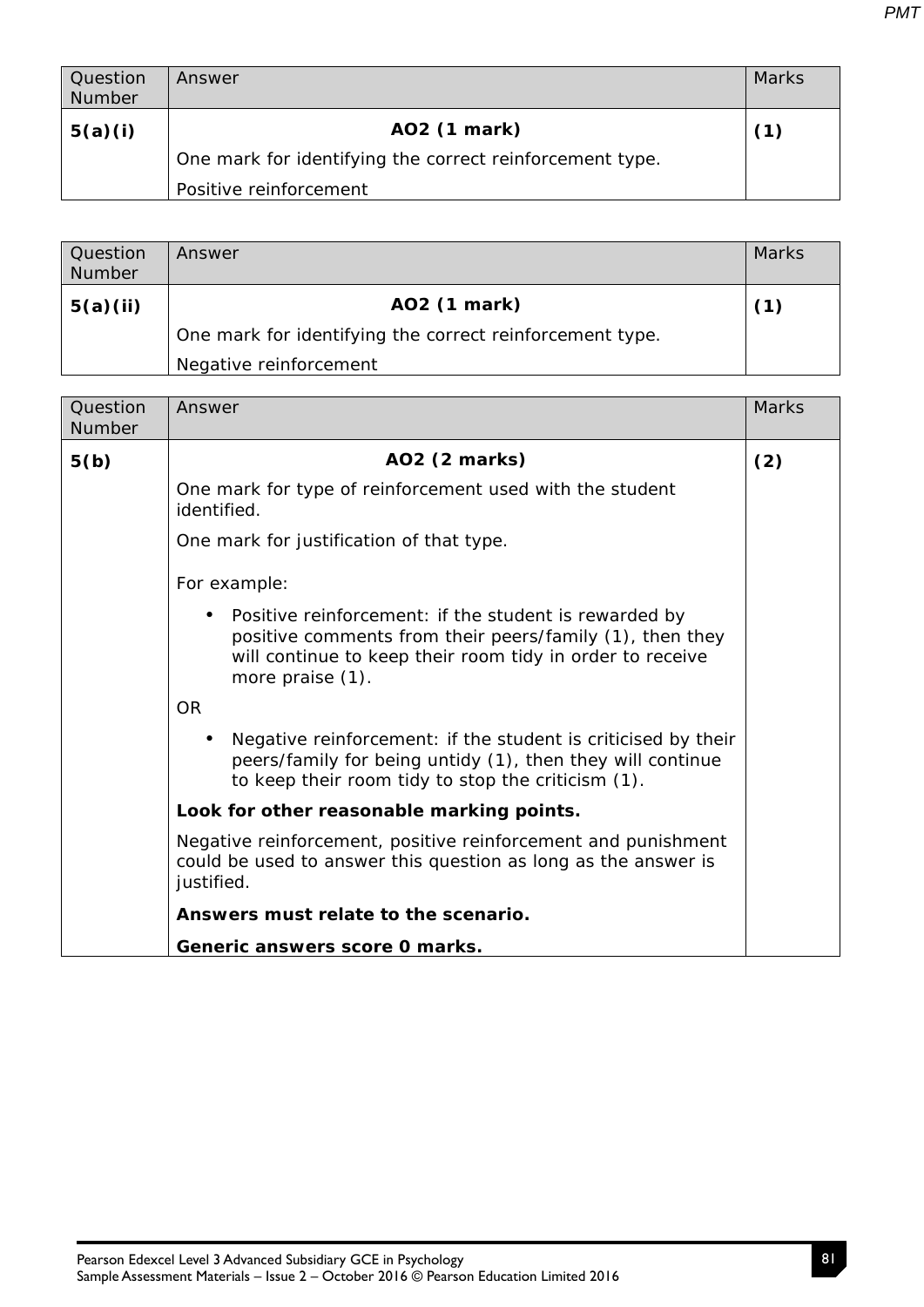| Question Number | Answer | Marks |
|---|---|---|
| **5(a)(i)** | **AO2 (1 mark)**<br>One mark for identifying the correct reinforcement type.<br>Positive reinforcement | **(1)** |

| Question Number | Answer | Marks |
|---|---|---|
| **5(a)(ii)** | **AO2 (1 mark)**<br>One mark for identifying the correct reinforcement type.<br>Negative reinforcement | **(1)** |

| Question Number | Answer | Marks |
|---|---|---|
| **5(b)** | **AO2 (2 marks)**<br>One mark for type of reinforcement used with the student identified.<br>One mark for justification of that type.<br><br>For example:<br>• Positive reinforcement: if the student is rewarded by positive comments from their peers/family (1), then they will continue to keep their room tidy in order to receive more praise (1).<br>OR<br>• Negative reinforcement: if the student is criticised by their peers/family for being untidy (1), then they will continue to keep their room tidy to stop the criticism (1).<br>**Look for other reasonable marking points.**<br>Negative reinforcement, positive reinforcement and punishment could be used to answer this question as long as the answer is justified.<br>**Answers must relate to the scenario.**<br>**Generic answers score 0 marks.** | **(2)** |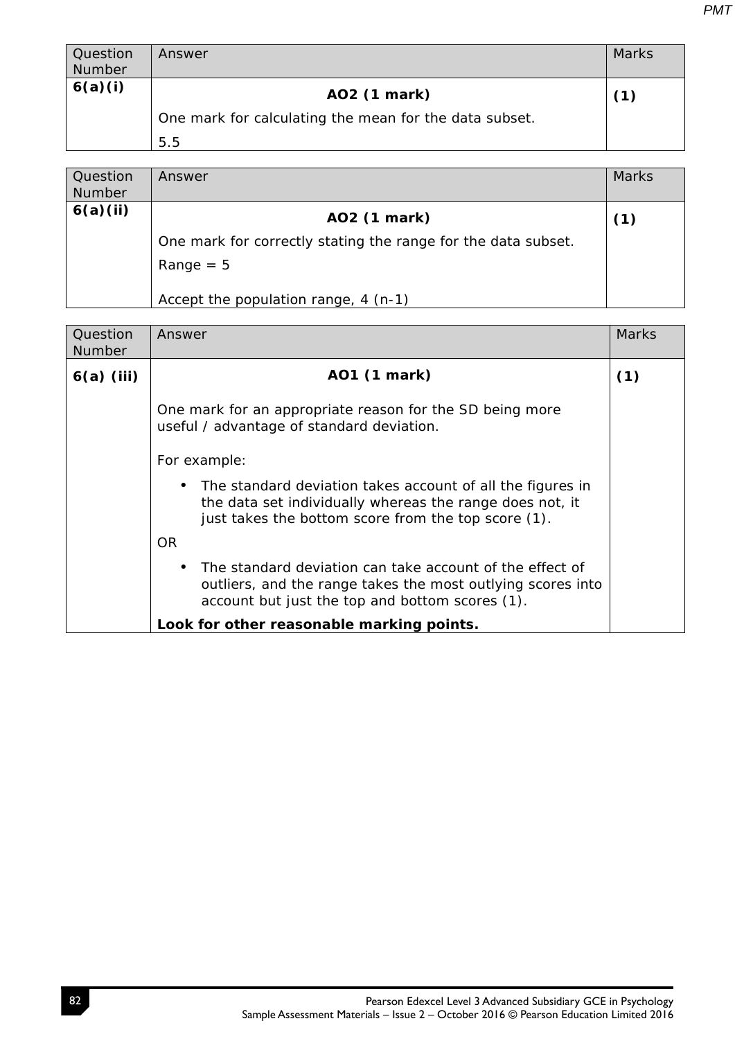| Question Number | Answer | Marks |
|---|---|---|
| **6(a)(i)** | **AO2 (1 mark)**<br>One mark for calculating the mean for the data subset.<br>5.5 | **(1)** |

| Question Number | Answer | Marks |
|---|---|---|
| **6(a)(ii)** | **AO2 (1 mark)**<br>One mark for correctly stating the range for the data subset.<br>Range = 5<br><br>Accept the population range, 4 (n-1) | **(1)** |

| Question Number | Answer | Marks |
|---|---|---|
| **6(a) (iii)** | **AO1 (1 mark)**<br><br>One mark for an appropriate reason for the SD being more useful / advantage of standard deviation.<br><br>For example:<br>• The standard deviation takes account of all the figures in the data set individually whereas the range does not, it just takes the bottom score from the top score (1).<br>OR<br>• The standard deviation can take account of the effect of outliers, and the range takes the most outlying scores into account but just the top and bottom scores (1).<br>**Look for other reasonable marking points.** | **(1)** |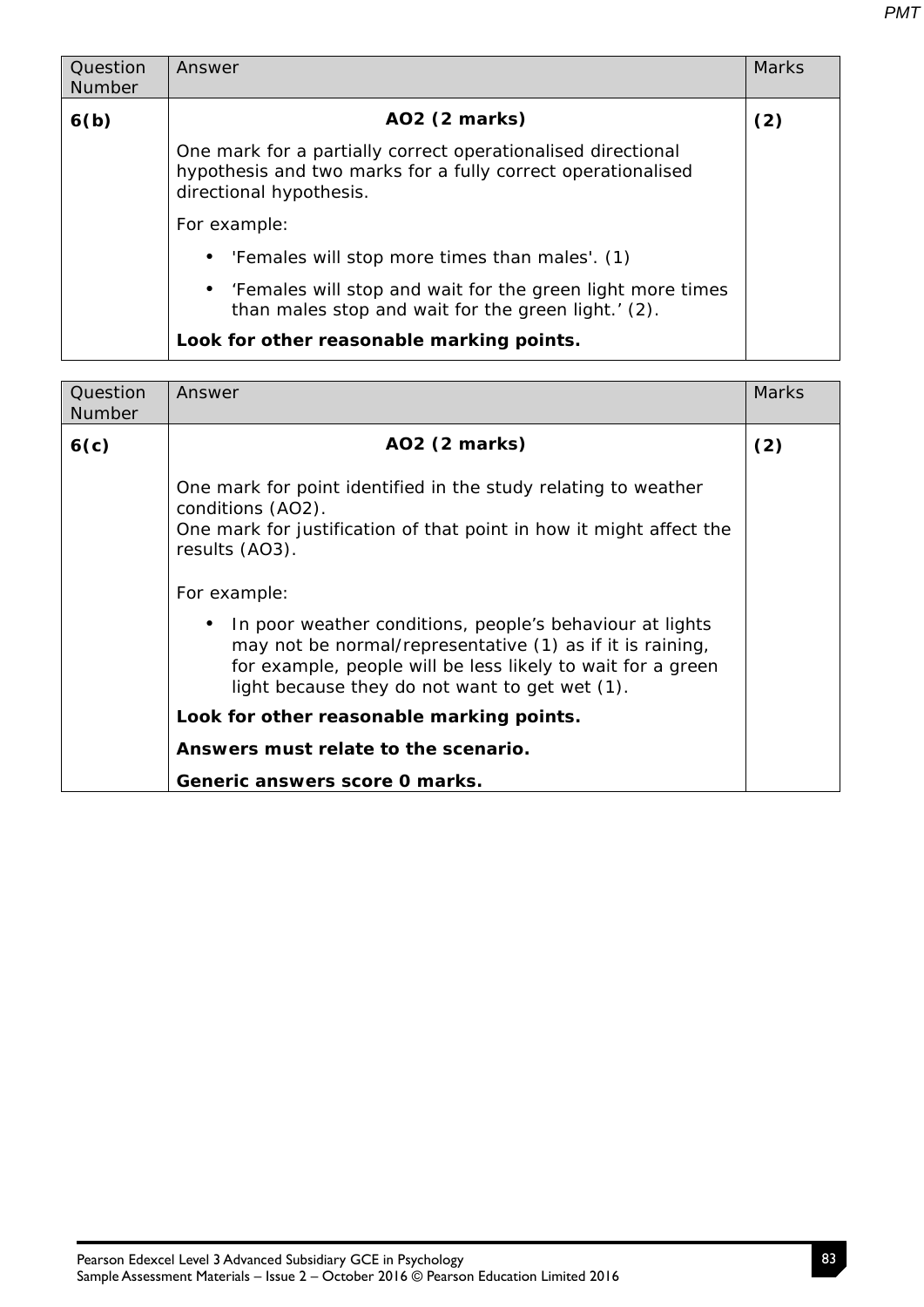| Question Number | Answer | Marks |
|---|---|---|
| **6(b)** | **AO2 (2 marks)**<br><br>One mark for a partially correct operationalised directional hypothesis and two marks for a fully correct operationalised directional hypothesis.<br><br>For example:<br><br>• 'Females will stop more times than males'. (1)<br>• 'Females will stop and wait for the green light more times than males stop and wait for the green light.' (2).<br><br>**Look for other reasonable marking points.** | **(2)** |

| Question Number | Answer | Marks |
|---|---|---|
| **6(c)** | **AO2 (2 marks)**<br><br>One mark for point identified in the study relating to weather conditions (AO2).<br>One mark for justification of that point in how it might affect the results (AO3).<br><br>For example:<br><br>• In poor weather conditions, people's behaviour at lights may not be normal/representative (1) as if it is raining, for example, people will be less likely to wait for a green light because they do not want to get wet (1).<br><br>**Look for other reasonable marking points.**<br><br>**Answers must relate to the scenario.**<br><br>**Generic answers score 0 marks.** | **(2)** |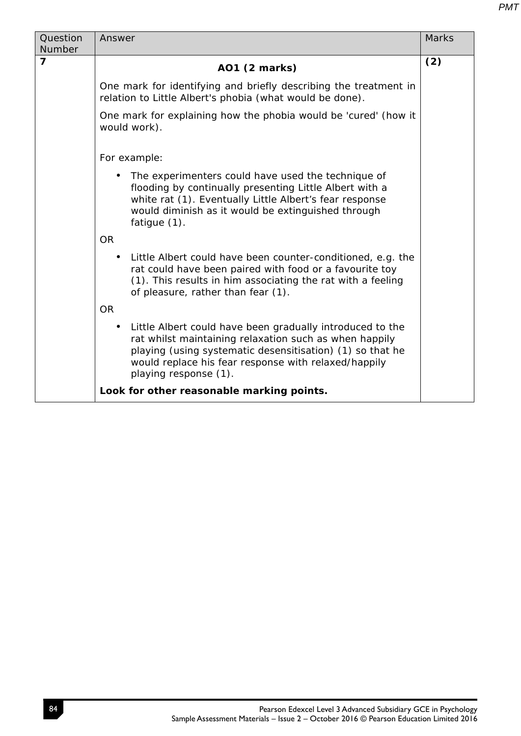| Question Number | Answer | Marks |
|---|---|---|
| **7** | **AO1 (2 marks)**<br><br>One mark for identifying and briefly describing the treatment in relation to Little Albert's phobia (what would be done).<br><br>One mark for explaining how the phobia would be 'cured' (how it would work).<br><br>For example:<br><br>• The experimenters could have used the technique of flooding by continually presenting Little Albert with a white rat (1). Eventually Little Albert's fear response would diminish as it would be extinguished through fatigue (1).<br><br>OR<br><br>• Little Albert could have been counter-conditioned, e.g. the rat could have been paired with food or a favourite toy (1). This results in him associating the rat with a feeling of pleasure, rather than fear (1).<br><br>OR<br><br>• Little Albert could have been gradually introduced to the rat whilst maintaining relaxation such as when happily playing (using systematic desensitisation) (1) so that he would replace his fear response with relaxed/happily playing response (1).<br><br>**Look for other reasonable marking points.** | **(2)** |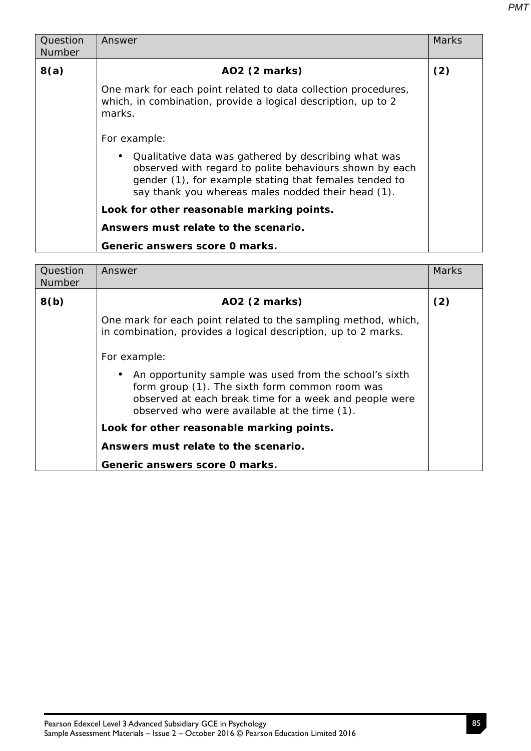| Question Number | Answer | Marks |
|---|---|---|
| **8(a)** | **AO2 (2 marks)**<br><br>One mark for each point related to data collection procedures, which, in combination, provide a logical description, up to 2 marks.<br><br>For example:<br><br>• Qualitative data was gathered by describing what was observed with regard to polite behaviours shown by each gender (1), for example stating that females tended to say thank you whereas males nodded their head (1).<br><br>**Look for other reasonable marking points.**<br><br>**Answers must relate to the scenario.**<br><br>**Generic answers score 0 marks.** | **(2)** |

| Question Number | Answer | Marks |
|---|---|---|
| **8(b)** | **AO2 (2 marks)**<br><br>One mark for each point related to the sampling method, which, in combination, provides a logical description, up to 2 marks.<br><br>For example:<br><br>• An opportunity sample was used from the school's sixth form group (1). The sixth form common room was observed at each break time for a week and people were observed who were available at the time (1).<br><br>**Look for other reasonable marking points.**<br><br>**Answers must relate to the scenario.**<br><br>**Generic answers score 0 marks.** | **(2)** |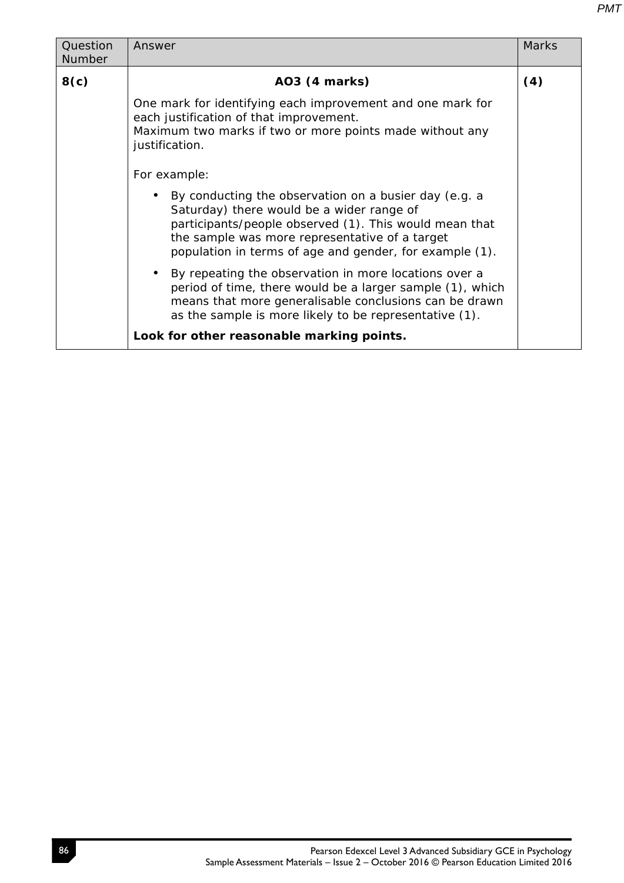| Question Number | Answer | Marks |
|---|---|---|
| **8(c)** | **AO3 (4 marks)**<br>One mark for identifying each improvement and one mark for each justification of that improvement.<br>Maximum two marks if two or more points made without any justification.<br><br>For example:<br>• By conducting the observation on a busier day (e.g. a Saturday) there would be a wider range of participants/people observed (1). This would mean that the sample was more representative of a target population in terms of age and gender, for example (1).<br>• By repeating the observation in more locations over a period of time, there would be a larger sample (1), which means that more generalisable conclusions can be drawn as the sample is more likely to be representative (1).<br>**Look for other reasonable marking points.** | **(4)** |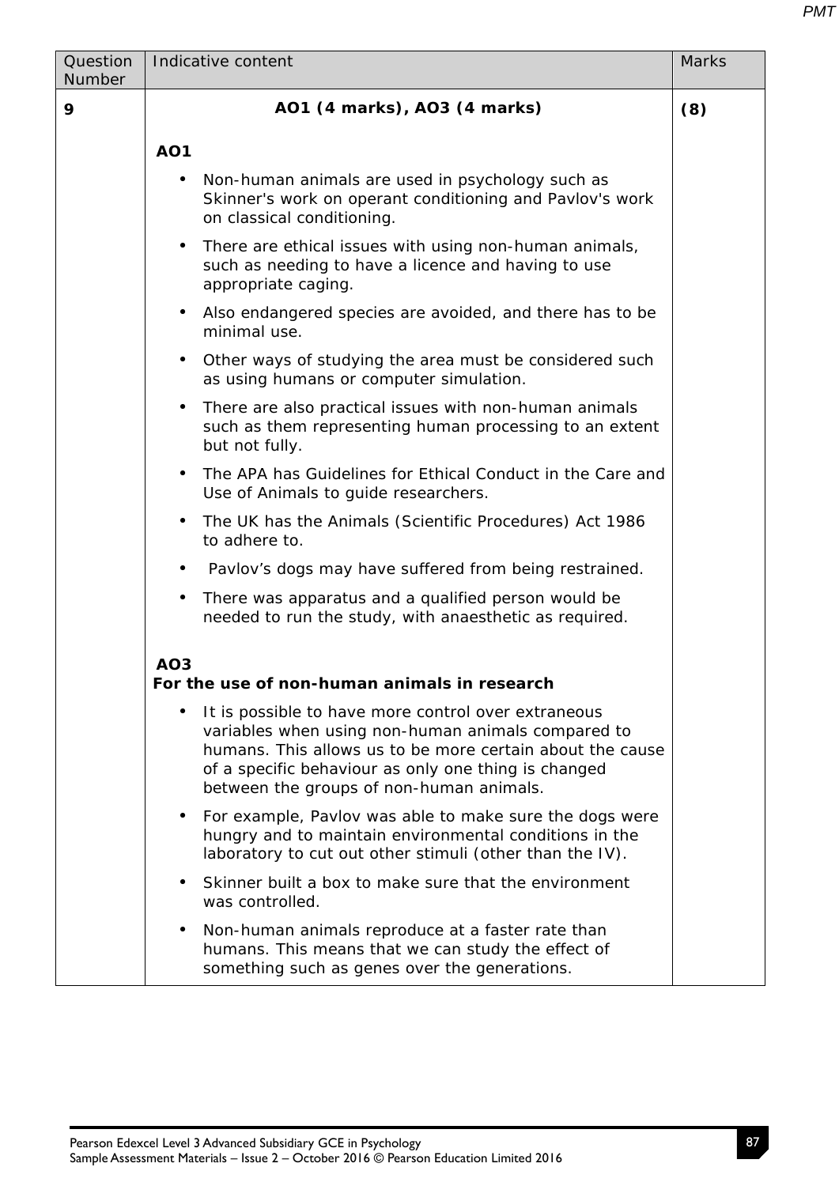| Question Number | Indicative content | Marks |
| --- | --- | --- |
| **9** | **AO1 (4 marks), AO3 (4 marks)**<br><br>**AO1**<br>• Non-human animals are used in psychology such as Skinner's work on operant conditioning and Pavlov's work on classical conditioning.<br>• There are ethical issues with using non-human animals, such as needing to have a licence and having to use appropriate caging.<br>• Also endangered species are avoided, and there has to be minimal use.<br>• Other ways of studying the area must be considered such as using humans or computer simulation.<br>• There are also practical issues with non-human animals such as them representing human processing to an extent but not fully.<br>• The APA has Guidelines for Ethical Conduct in the Care and Use of Animals to guide researchers.<br>• The UK has the Animals (Scientific Procedures) Act 1986 to adhere to.<br>• Pavlov's dogs may have suffered from being restrained.<br>• There was apparatus and a qualified person would be needed to run the study, with anaesthetic as required.<br><br>**AO3**<br>**For the use of non-human animals in research**<br>• It is possible to have more control over extraneous variables when using non-human animals compared to humans. This allows us to be more certain about the cause of a specific behaviour as only one thing is changed between the groups of non-human animals.<br>• For example, Pavlov was able to make sure the dogs were hungry and to maintain environmental conditions in the laboratory to cut out other stimuli (other than the IV).<br>• Skinner built a box to make sure that the environment was controlled.<br>• Non-human animals reproduce at a faster rate than humans. This means that we can study the effect of something such as genes over the generations. | **(8)** |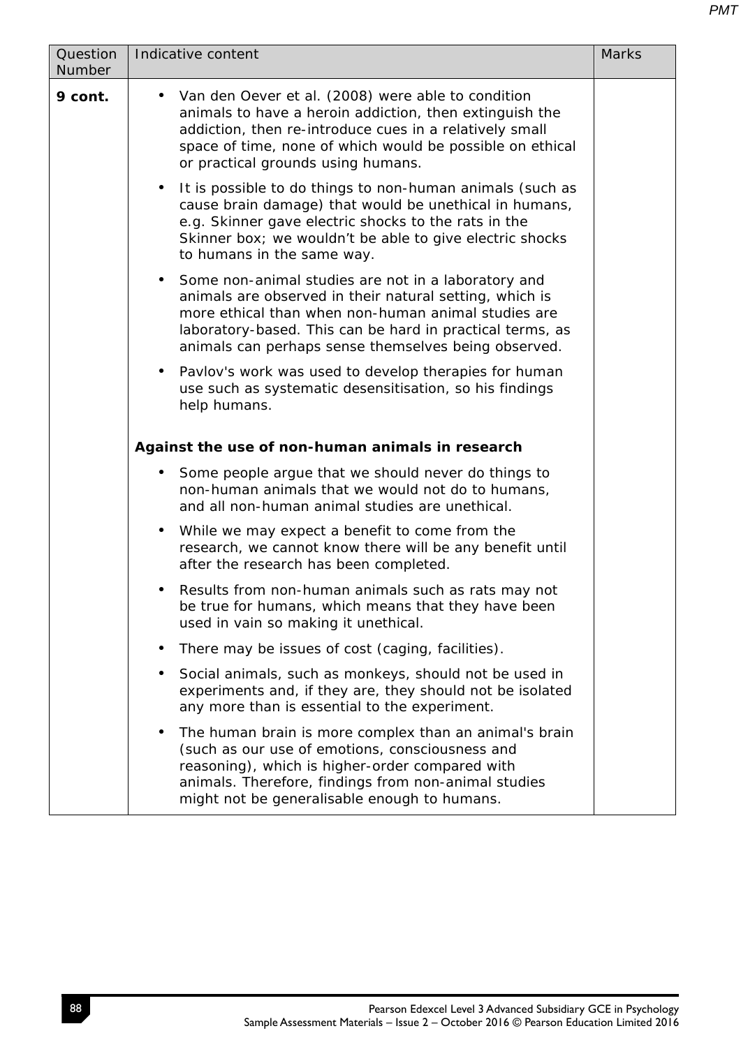| Question Number | Indicative content | Marks |
|---|---|---|
| **9 cont.** | • Van den Oever et al. (2008) were able to condition animals to have a heroin addiction, then extinguish the addiction, then re-introduce cues in a relatively small space of time, none of which would be possible on ethical or practical grounds using humans.<br>• It is possible to do things to non-human animals (such as cause brain damage) that would be unethical in humans, e.g. Skinner gave electric shocks to the rats in the Skinner box; we wouldn't be able to give electric shocks to humans in the same way.<br>• Some non-animal studies are not in a laboratory and animals are observed in their natural setting, which is more ethical than when non-human animal studies are laboratory-based. This can be hard in practical terms, as animals can perhaps sense themselves being observed.<br>• Pavlov's work was used to develop therapies for human use such as systematic desensitisation, so his findings help humans.<br><br>**Against the use of non-human animals in research**<br>• Some people argue that we should never do things to non-human animals that we would not do to humans, and all non-human animal studies are unethical.<br>• While we may expect a benefit to come from the research, we cannot know there will be any benefit until after the research has been completed.<br>• Results from non-human animals such as rats may not be true for humans, which means that they have been used in vain so making it unethical.<br>• There may be issues of cost (caging, facilities).<br>• Social animals, such as monkeys, should not be used in experiments and, if they are, they should not be isolated any more than is essential to the experiment.<br>• The human brain is more complex than an animal's brain (such as our use of emotions, consciousness and reasoning), which is higher-order compared with animals. Therefore, findings from non-animal studies might not be generalisable enough to humans. | |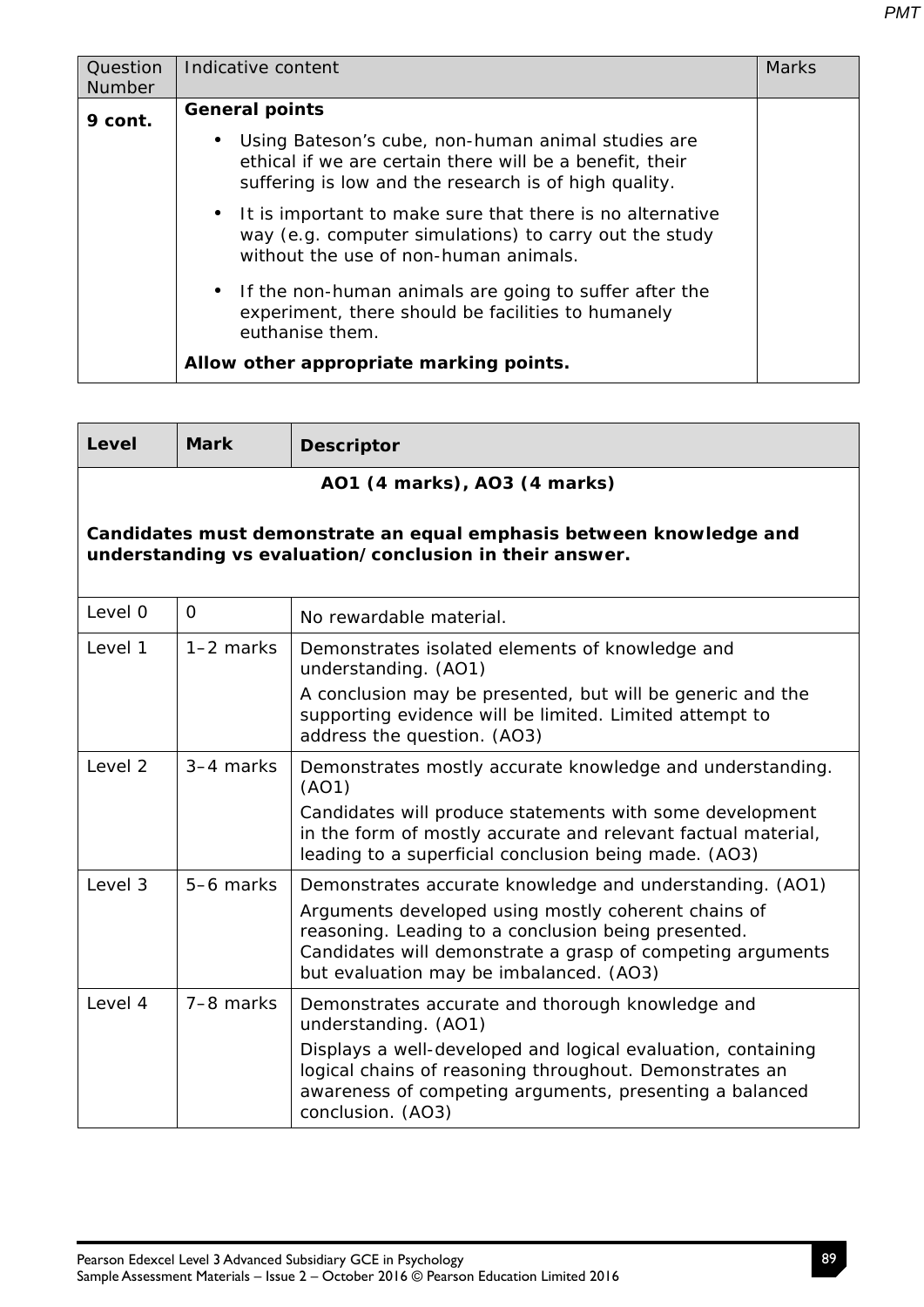| Question Number | Indicative content | Marks |
|---|---|---|
| **9 cont.** | **General points**<br>• Using Bateson's cube, non-human animal studies are ethical if we are certain there will be a benefit, their suffering is low and the research is of high quality.<br>• It is important to make sure that there is no alternative way (e.g. computer simulations) to carry out the study without the use of non-human animals.<br>• If the non-human animals are going to suffer after the experiment, there should be facilities to humanely euthanise them.<br>**Allow other appropriate marking points.** | |

| Level | Mark | Descriptor |
|---|---|---|
| | | **AO1 (4 marks), AO3 (4 marks)**<br>**Candidates must demonstrate an equal emphasis between knowledge and understanding vs evaluation/conclusion in their answer.** |
| Level 0 | 0 | No rewardable material. |
| Level 1 | 1–2 marks | Demonstrates isolated elements of knowledge and understanding. (AO1)<br>A conclusion may be presented, but will be generic and the supporting evidence will be limited. Limited attempt to address the question. (AO3) |
| Level 2 | 3–4 marks | Demonstrates mostly accurate knowledge and understanding. (AO1)<br>Candidates will produce statements with some development in the form of mostly accurate and relevant factual material, leading to a superficial conclusion being made. (AO3) |
| Level 3 | 5–6 marks | Demonstrates accurate knowledge and understanding. (AO1)<br>Arguments developed using mostly coherent chains of reasoning. Leading to a conclusion being presented. Candidates will demonstrate a grasp of competing arguments but evaluation may be imbalanced. (AO3) |
| Level 4 | 7–8 marks | Demonstrates accurate and thorough knowledge and understanding. (AO1)<br>Displays a well-developed and logical evaluation, containing logical chains of reasoning throughout. Demonstrates an awareness of competing arguments, presenting a balanced conclusion. (AO3) |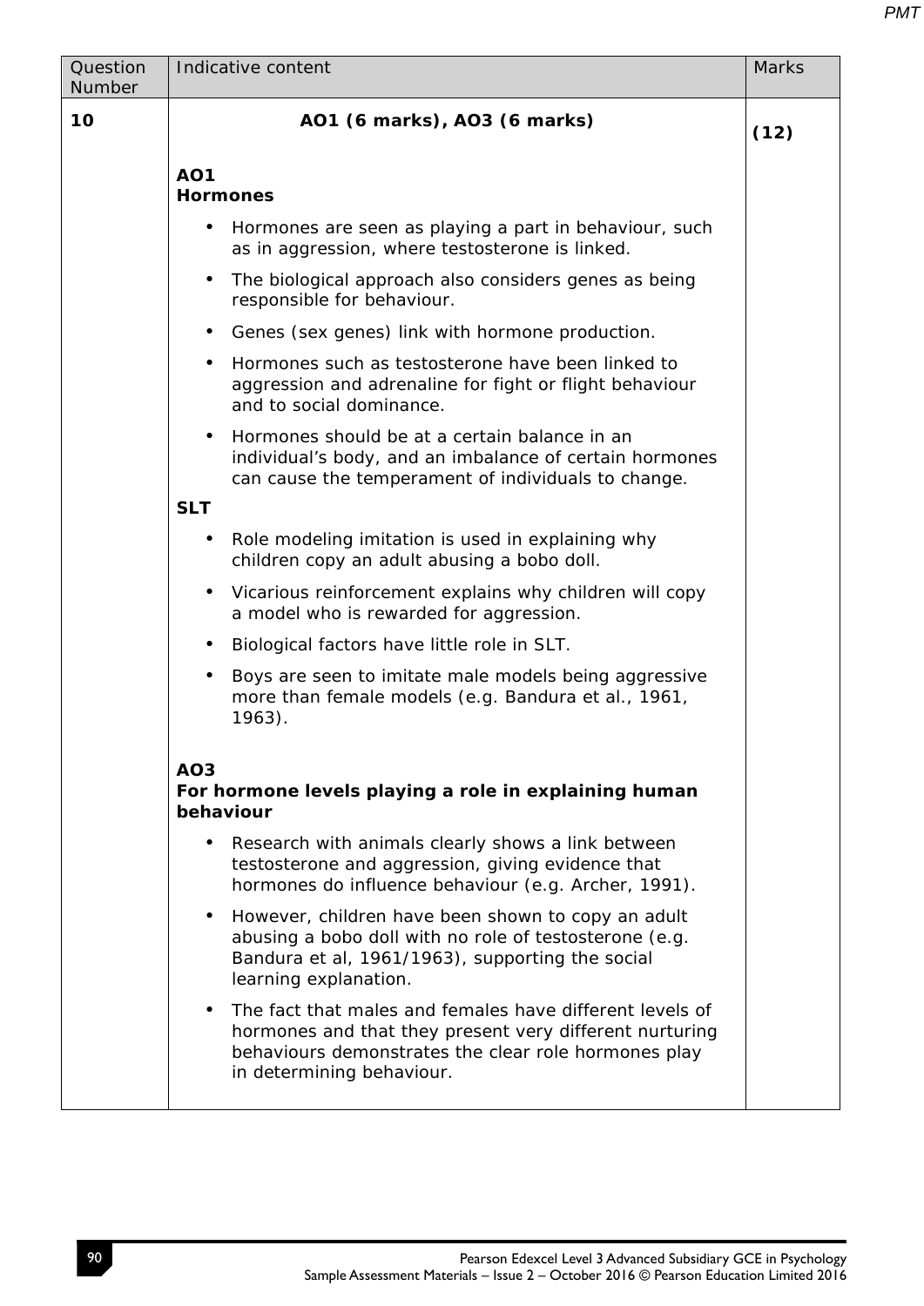| Question Number | Indicative content | Marks |
|---|---|---|
| 10 | **AO1 (6 marks), AO3 (6 marks)**<br><br>**AO1**<br>**Hormones**<br>• Hormones are seen as playing a part in behaviour, such as in aggression, where testosterone is linked.<br>• The biological approach also considers genes as being responsible for behaviour.<br>• Genes (sex genes) link with hormone production.<br>• Hormones such as testosterone have been linked to aggression and adrenaline for fight or flight behaviour and to social dominance.<br>• Hormones should be at a certain balance in an individual's body, and an imbalance of certain hormones can cause the temperament of individuals to change.<br>**SLT**<br>• Role modeling imitation is used in explaining why children copy an adult abusing a bobo doll.<br>• Vicarious reinforcement explains why children will copy a model who is rewarded for aggression.<br>• Biological factors have little role in SLT.<br>• Boys are seen to imitate male models being aggressive more than female models (e.g. Bandura et al., 1961, 1963).<br><br>**AO3**<br>**For hormone levels playing a role in explaining human behaviour**<br>• Research with animals clearly shows a link between testosterone and aggression, giving evidence that hormones do influence behaviour (e.g. Archer, 1991).<br>• However, children have been shown to copy an adult abusing a bobo doll with no role of testosterone (e.g. Bandura et al, 1961/1963), supporting the social learning explanation.<br>• The fact that males and females have different levels of hormones and that they present very different nurturing behaviours demonstrates the clear role hormones play in determining behaviour. | **(12)** |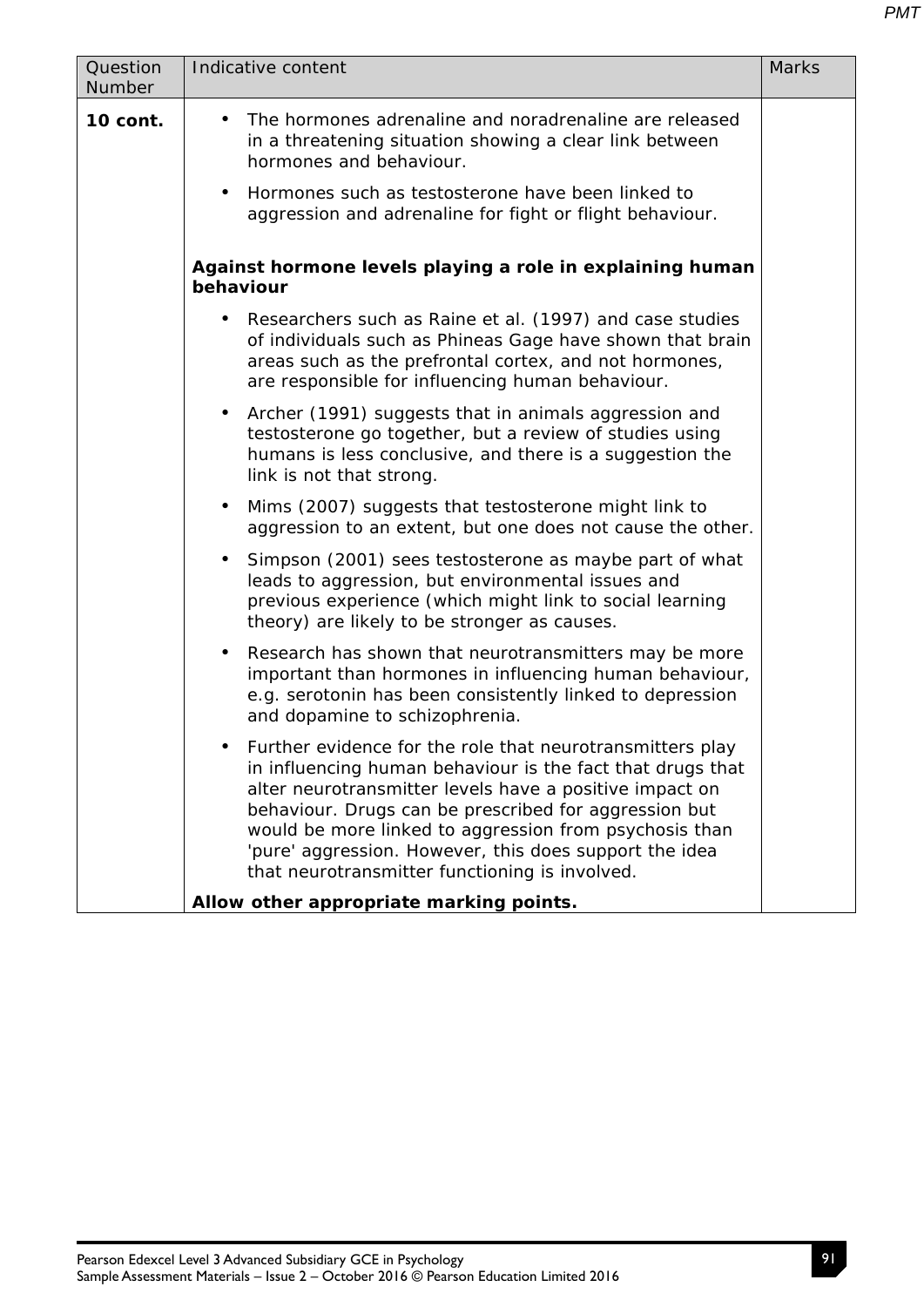| Question Number | Indicative content | Marks |
|---|---|---|
| **10 cont.** | • The hormones adrenaline and noradrenaline are released in a threatening situation showing a clear link between hormones and behaviour.<br>• Hormones such as testosterone have been linked to aggression and adrenaline for fight or flight behaviour.<br><br>**Against hormone levels playing a role in explaining human behaviour**<br>• Researchers such as Raine et al. (1997) and case studies of individuals such as Phineas Gage have shown that brain areas such as the prefrontal cortex, and not hormones, are responsible for influencing human behaviour.<br>• Archer (1991) suggests that in animals aggression and testosterone go together, but a review of studies using humans is less conclusive, and there is a suggestion the link is not that strong.<br>• Mims (2007) suggests that testosterone might link to aggression to an extent, but one does not cause the other.<br>• Simpson (2001) sees testosterone as maybe part of what leads to aggression, but environmental issues and previous experience (which might link to social learning theory) are likely to be stronger as causes.<br>• Research has shown that neurotransmitters may be more important than hormones in influencing human behaviour, e.g. serotonin has been consistently linked to depression and dopamine to schizophrenia.<br>• Further evidence for the role that neurotransmitters play in influencing human behaviour is the fact that drugs that alter neurotransmitter levels have a positive impact on behaviour. Drugs can be prescribed for aggression but would be more linked to aggression from psychosis than 'pure' aggression. However, this does support the idea that neurotransmitter functioning is involved.<br><br>**Allow other appropriate marking points.** | |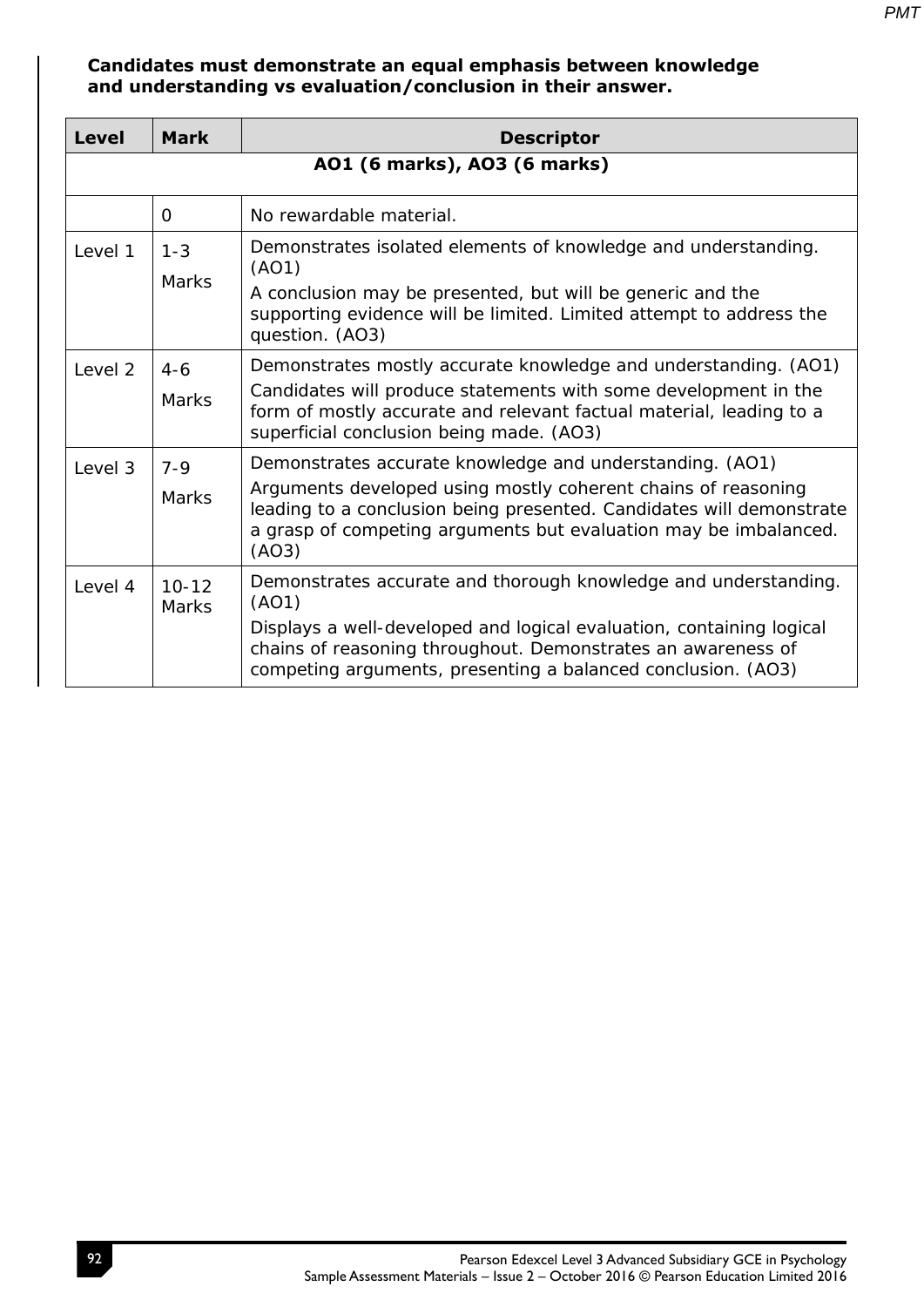**Candidates must demonstrate an equal emphasis between knowledge and understanding vs evaluation/conclusion in their answer.**

| Level | Mark | Descriptor |
|---|---|---|
| **AO1 (6 marks), AO3 (6 marks)** | | |
| | 0 | No rewardable material. |
| Level 1 | 1-3 Marks | Demonstrates isolated elements of knowledge and understanding. (AO1)<br>A conclusion may be presented, but will be generic and the supporting evidence will be limited. Limited attempt to address the question. (AO3) |
| Level 2 | 4-6 Marks | Demonstrates mostly accurate knowledge and understanding. (AO1)<br>Candidates will produce statements with some development in the form of mostly accurate and relevant factual material, leading to a superficial conclusion being made. (AO3) |
| Level 3 | 7-9 Marks | Demonstrates accurate knowledge and understanding. (AO1)<br>Arguments developed using mostly coherent chains of reasoning leading to a conclusion being presented. Candidates will demonstrate a grasp of competing arguments but evaluation may be imbalanced. (AO3) |
| Level 4 | 10-12 Marks | Demonstrates accurate and thorough knowledge and understanding. (AO1)<br>Displays a well-developed and logical evaluation, containing logical chains of reasoning throughout. Demonstrates an awareness of competing arguments, presenting a balanced conclusion. (AO3) |